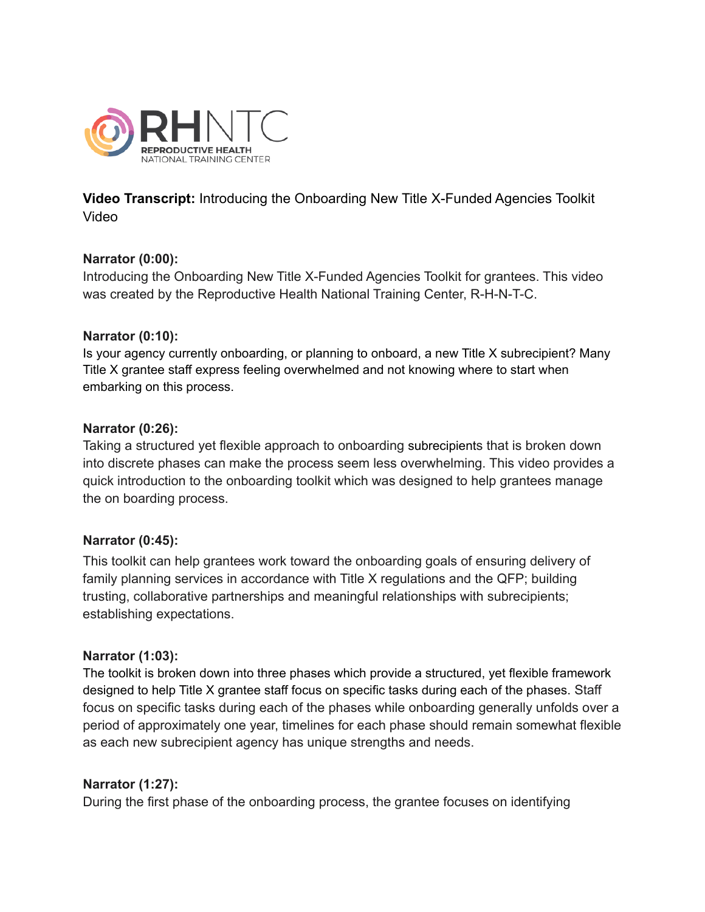RHNTC
REPRODUCTIVE HEALTH
NATIONAL TRAINING CENTER

**Video Transcript:** Introducing the Onboarding New Title X-Funded Agencies Toolkit Video

**Narrator (0:00):**
Introducing the Onboarding New Title X-Funded Agencies Toolkit for grantees. This video was created by the Reproductive Health National Training Center, R-H-N-T-C.

**Narrator (0:10):**
Is your agency currently onboarding, or planning to onboard, a new Title X subrecipient? Many Title X grantee staff express feeling overwhelmed and not knowing where to start when embarking on this process.

**Narrator (0:26):**
Taking a structured yet flexible approach to onboarding subrecipients that is broken down into discrete phases can make the process seem less overwhelming. This video provides a quick introduction to the onboarding toolkit which was designed to help grantees manage the on boarding process.

**Narrator (0:45):**
This toolkit can help grantees work toward the onboarding goals of ensuring delivery of family planning services in accordance with Title X regulations and the QFP; building trusting, collaborative partnerships and meaningful relationships with subrecipients; establishing expectations.

**Narrator (1:03):**
The toolkit is broken down into three phases which provide a structured, yet flexible framework designed to help Title X grantee staff focus on specific tasks during each of the phases. Staff focus on specific tasks during each of the phases while onboarding generally unfolds over a period of approximately one year, timelines for each phase should remain somewhat flexible as each new subrecipient agency has unique strengths and needs.

**Narrator (1:27):**
During the first phase of the onboarding process, the grantee focuses on identifying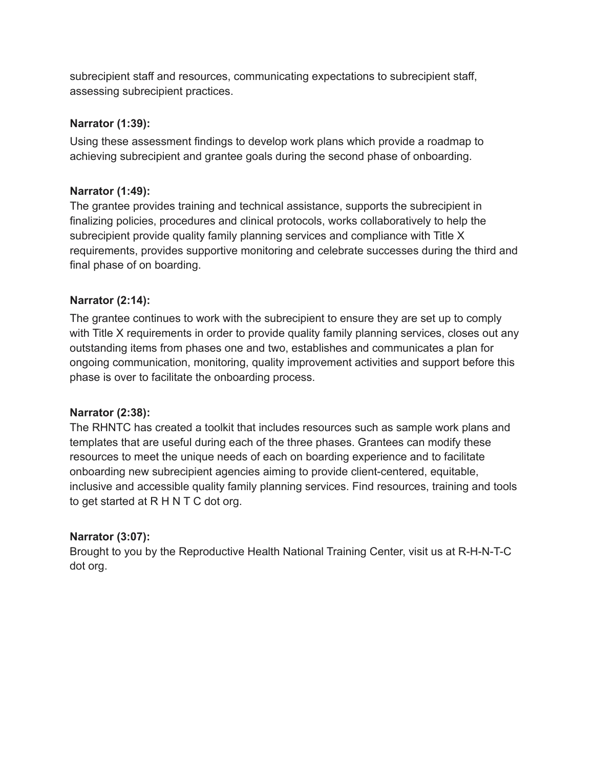subrecipient staff and resources, communicating expectations to subrecipient staff, assessing subrecipient practices.

**Narrator (1:39):**

Using these assessment findings to develop work plans which provide a roadmap to achieving subrecipient and grantee goals during the second phase of onboarding.

**Narrator (1:49):**

The grantee provides training and technical assistance, supports the subrecipient in finalizing policies, procedures and clinical protocols, works collaboratively to help the subrecipient provide quality family planning services and compliance with Title X requirements, provides supportive monitoring and celebrate successes during the third and final phase of on boarding.

**Narrator (2:14):**

The grantee continues to work with the subrecipient to ensure they are set up to comply with Title X requirements in order to provide quality family planning services, closes out any outstanding items from phases one and two, establishes and communicates a plan for ongoing communication, monitoring, quality improvement activities and support before this phase is over to facilitate the onboarding process.

**Narrator (2:38):**

The RHNTC has created a toolkit that includes resources such as sample work plans and templates that are useful during each of the three phases. Grantees can modify these resources to meet the unique needs of each on boarding experience and to facilitate onboarding new subrecipient agencies aiming to provide client-centered, equitable, inclusive and accessible quality family planning services. Find resources, training and tools to get started at R H N T C dot org.

**Narrator (3:07):**

Brought to you by the Reproductive Health National Training Center, visit us at R-H-N-T-C dot org.